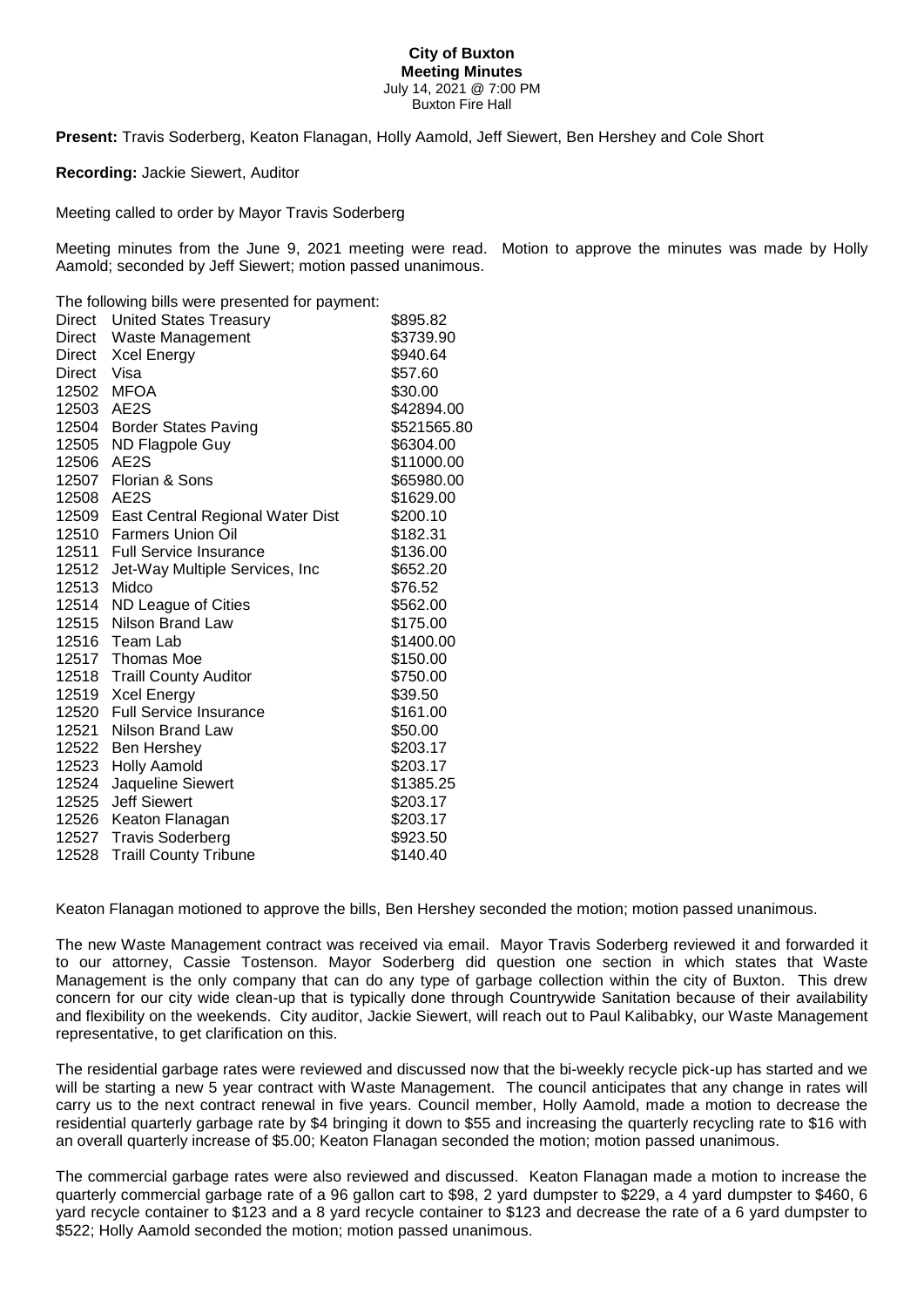**City of Buxton**
**Meeting Minutes**
July 14, 2021 @ 7:00 PM
Buxton Fire Hall

**Present:** Travis Soderberg, Keaton Flanagan, Holly Aamold, Jeff Siewert, Ben Hershey and Cole Short

**Recording:** Jackie Siewert, Auditor

Meeting called to order by Mayor Travis Soderberg

Meeting minutes from the June 9, 2021 meeting were read. Motion to approve the minutes was made by Holly Aamold; seconded by Jeff Siewert; motion passed unanimous.

The following bills were presented for payment:

| | | |
|---|---|---|
| Direct | United States Treasury | \$895.82 |
| Direct | Waste Management | \$3739.90 |
| Direct | Xcel Energy | \$940.64 |
| Direct | Visa | \$57.60 |
| 12502 | MFOA | \$30.00 |
| 12503 | AE2S | \$42894.00 |
| 12504 | Border States Paving | \$521565.80 |
| 12505 | ND Flagpole Guy | \$6304.00 |
| 12506 | AE2S | \$11000.00 |
| 12507 | Florian & Sons | \$65980.00 |
| 12508 | AE2S | \$1629.00 |
| 12509 | East Central Regional Water Dist | \$200.10 |
| 12510 | Farmers Union Oil | \$182.31 |
| 12511 | Full Service Insurance | \$136.00 |
| 12512 | Jet-Way Multiple Services, Inc | \$652.20 |
| 12513 | Midco | \$76.52 |
| 12514 | ND League of Cities | \$562.00 |
| 12515 | Nilson Brand Law | \$175.00 |
| 12516 | Team Lab | \$1400.00 |
| 12517 | Thomas Moe | \$150.00 |
| 12518 | Traill County Auditor | \$750.00 |
| 12519 | Xcel Energy | \$39.50 |
| 12520 | Full Service Insurance | \$161.00 |
| 12521 | Nilson Brand Law | \$50.00 |
| 12522 | Ben Hershey | \$203.17 |
| 12523 | Holly Aamold | \$203.17 |
| 12524 | Jaqueline Siewert | \$1385.25 |
| 12525 | Jeff Siewert | \$203.17 |
| 12526 | Keaton Flanagan | \$203.17 |
| 12527 | Travis Soderberg | \$923.50 |
| 12528 | Traill County Tribune | \$140.40 |

Keaton Flanagan motioned to approve the bills, Ben Hershey seconded the motion; motion passed unanimous.

The new Waste Management contract was received via email. Mayor Travis Soderberg reviewed it and forwarded it to our attorney, Cassie Tostenson. Mayor Soderberg did question one section in which states that Waste Management is the only company that can do any type of garbage collection within the city of Buxton. This drew concern for our city wide clean-up that is typically done through Countrywide Sanitation because of their availability and flexibility on the weekends. City auditor, Jackie Siewert, will reach out to Paul Kalibabky, our Waste Management representative, to get clarification on this.

The residential garbage rates were reviewed and discussed now that the bi-weekly recycle pick-up has started and we will be starting a new 5 year contract with Waste Management. The council anticipates that any change in rates will carry us to the next contract renewal in five years. Council member, Holly Aamold, made a motion to decrease the residential quarterly garbage rate by \$4 bringing it down to \$55 and increasing the quarterly recycling rate to \$16 with an overall quarterly increase of \$5.00; Keaton Flanagan seconded the motion; motion passed unanimous.

The commercial garbage rates were also reviewed and discussed. Keaton Flanagan made a motion to increase the quarterly commercial garbage rate of a 96 gallon cart to \$98, 2 yard dumpster to \$229, a 4 yard dumpster to \$460, 6 yard recycle container to \$123 and a 8 yard recycle container to \$123 and decrease the rate of a 6 yard dumpster to \$522; Holly Aamold seconded the motion; motion passed unanimous.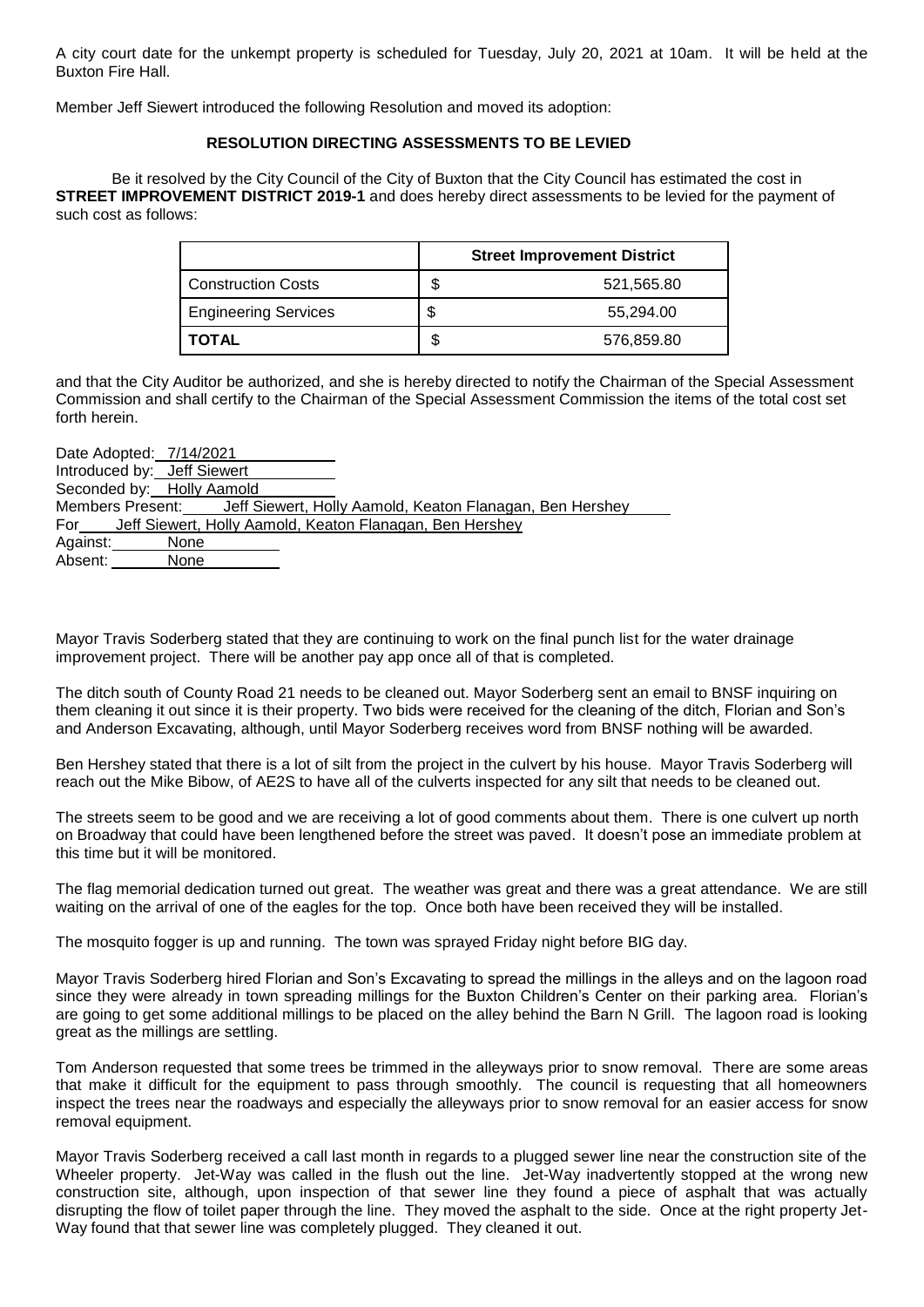A city court date for the unkempt property is scheduled for Tuesday, July 20, 2021 at 10am. It will be held at the Buxton Fire Hall.

Member Jeff Siewert introduced the following Resolution and moved its adoption:

**RESOLUTION DIRECTING ASSESSMENTS TO BE LEVIED**

Be it resolved by the City Council of the City of Buxton that the City Council has estimated the cost in **STREET IMPROVEMENT DISTRICT 2019-1** and does hereby direct assessments to be levied for the payment of such cost as follows:

| | Street Improvement District | |
|---|---|---|
| Construction Costs | $ | 521,565.80 |
| Engineering Services | $ | 55,294.00 |
| **TOTAL** | $ | 576,859.80 |

and that the City Auditor be authorized, and she is hereby directed to notify the Chairman of the Special Assessment Commission and shall certify to the Chairman of the Special Assessment Commission the items of the total cost set forth herein.

Date Adopted: 7/14/2021
Introduced by: Jeff Siewert
Seconded by: Holly Aamold
Members Present: Jeff Siewert, Holly Aamold, Keaton Flanagan, Ben Hershey
For Jeff Siewert, Holly Aamold, Keaton Flanagan, Ben Hershey
Against: None
Absent: None

Mayor Travis Soderberg stated that they are continuing to work on the final punch list for the water drainage improvement project. There will be another pay app once all of that is completed.

The ditch south of County Road 21 needs to be cleaned out. Mayor Soderberg sent an email to BNSF inquiring on them cleaning it out since it is their property. Two bids were received for the cleaning of the ditch, Florian and Son's and Anderson Excavating, although, until Mayor Soderberg receives word from BNSF nothing will be awarded.

Ben Hershey stated that there is a lot of silt from the project in the culvert by his house. Mayor Travis Soderberg will reach out the Mike Bibow, of AE2S to have all of the culverts inspected for any silt that needs to be cleaned out.

The streets seem to be good and we are receiving a lot of good comments about them. There is one culvert up north on Broadway that could have been lengthened before the street was paved. It doesn't pose an immediate problem at this time but it will be monitored.

The flag memorial dedication turned out great. The weather was great and there was a great attendance. We are still waiting on the arrival of one of the eagles for the top. Once both have been received they will be installed.

The mosquito fogger is up and running. The town was sprayed Friday night before BIG day.

Mayor Travis Soderberg hired Florian and Son's Excavating to spread the millings in the alleys and on the lagoon road since they were already in town spreading millings for the Buxton Children's Center on their parking area. Florian's are going to get some additional millings to be placed on the alley behind the Barn N Grill. The lagoon road is looking great as the millings are settling.

Tom Anderson requested that some trees be trimmed in the alleyways prior to snow removal. There are some areas that make it difficult for the equipment to pass through smoothly. The council is requesting that all homeowners inspect the trees near the roadways and especially the alleyways prior to snow removal for an easier access for snow removal equipment.

Mayor Travis Soderberg received a call last month in regards to a plugged sewer line near the construction site of the Wheeler property. Jet-Way was called in the flush out the line. Jet-Way inadvertently stopped at the wrong new construction site, although, upon inspection of that sewer line they found a piece of asphalt that was actually disrupting the flow of toilet paper through the line. They moved the asphalt to the side. Once at the right property Jet-Way found that that sewer line was completely plugged. They cleaned it out.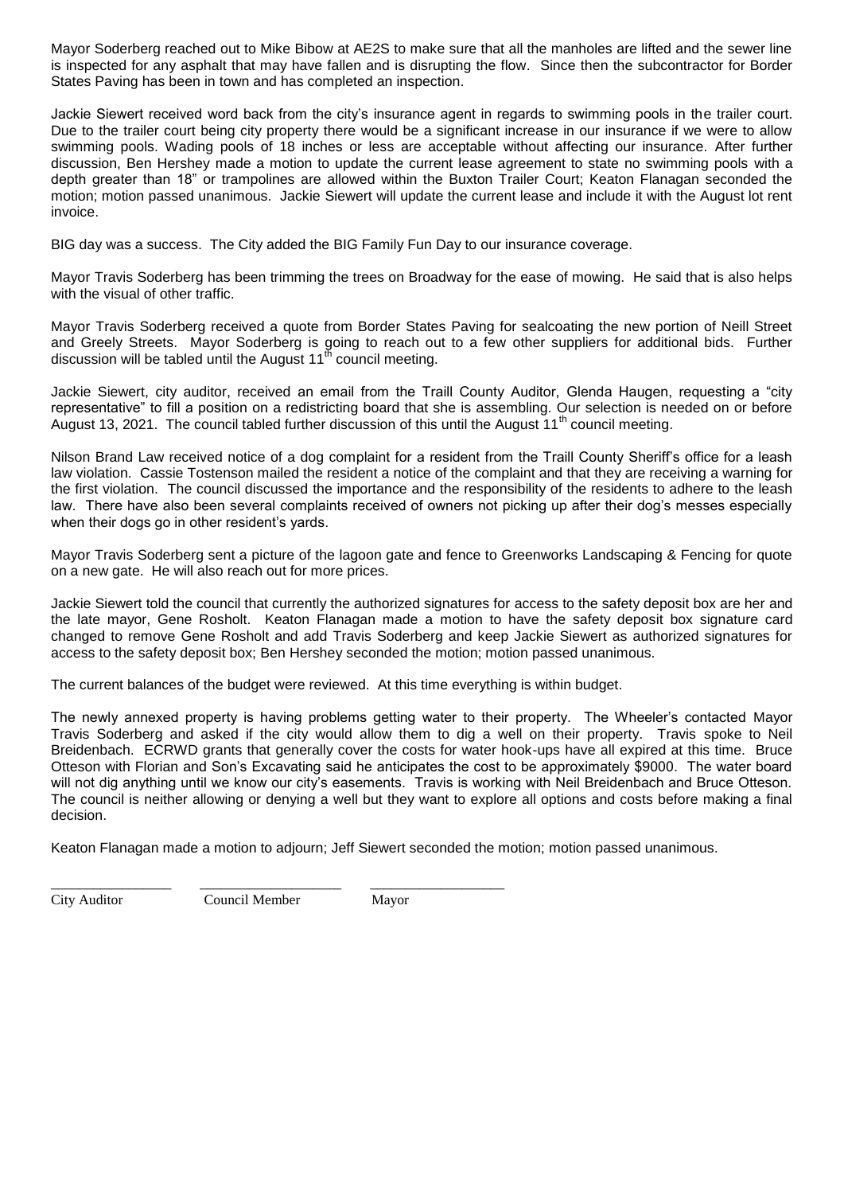Mayor Soderberg reached out to Mike Bibow at AE2S to make sure that all the manholes are lifted and the sewer line is inspected for any asphalt that may have fallen and is disrupting the flow. Since then the subcontractor for Border States Paving has been in town and has completed an inspection.

Jackie Siewert received word back from the city's insurance agent in regards to swimming pools in the trailer court. Due to the trailer court being city property there would be a significant increase in our insurance if we were to allow swimming pools. Wading pools of 18 inches or less are acceptable without affecting our insurance. After further discussion, Ben Hershey made a motion to update the current lease agreement to state no swimming pools with a depth greater than 18" or trampolines are allowed within the Buxton Trailer Court; Keaton Flanagan seconded the motion; motion passed unanimous. Jackie Siewert will update the current lease and include it with the August lot rent invoice.

BIG day was a success. The City added the BIG Family Fun Day to our insurance coverage.

Mayor Travis Soderberg has been trimming the trees on Broadway for the ease of mowing. He said that is also helps with the visual of other traffic.

Mayor Travis Soderberg received a quote from Border States Paving for sealcoating the new portion of Neill Street and Greely Streets. Mayor Soderberg is going to reach out to a few other suppliers for additional bids. Further discussion will be tabled until the August 11th council meeting.

Jackie Siewert, city auditor, received an email from the Traill County Auditor, Glenda Haugen, requesting a "city representative" to fill a position on a redistricting board that she is assembling. Our selection is needed on or before August 13, 2021. The council tabled further discussion of this until the August 11th council meeting.

Nilson Brand Law received notice of a dog complaint for a resident from the Traill County Sheriff's office for a leash law violation. Cassie Tostenson mailed the resident a notice of the complaint and that they are receiving a warning for the first violation. The council discussed the importance and the responsibility of the residents to adhere to the leash law. There have also been several complaints received of owners not picking up after their dog's messes especially when their dogs go in other resident's yards.

Mayor Travis Soderberg sent a picture of the lagoon gate and fence to Greenworks Landscaping & Fencing for quote on a new gate. He will also reach out for more prices.

Jackie Siewert told the council that currently the authorized signatures for access to the safety deposit box are her and the late mayor, Gene Rosholt. Keaton Flanagan made a motion to have the safety deposit box signature card changed to remove Gene Rosholt and add Travis Soderberg and keep Jackie Siewert as authorized signatures for access to the safety deposit box; Ben Hershey seconded the motion; motion passed unanimous.

The current balances of the budget were reviewed. At this time everything is within budget.

The newly annexed property is having problems getting water to their property. The Wheeler's contacted Mayor Travis Soderberg and asked if the city would allow them to dig a well on their property. Travis spoke to Neil Breidenbach. ECRWD grants that generally cover the costs for water hook-ups have all expired at this time. Bruce Otteson with Florian and Son's Excavating said he anticipates the cost to be approximately $9000. The water board will not dig anything until we know our city's easements. Travis is working with Neil Breidenbach and Bruce Otteson. The council is neither allowing or denying a well but they want to explore all options and costs before making a final decision.

Keaton Flanagan made a motion to adjourn; Jeff Siewert seconded the motion; motion passed unanimous.

\_\_\_\_\_\_\_\_\_\_\_\_\_\_\_\_ \_\_\_\_\_\_\_\_\_\_\_\_\_\_\_\_\_\_\_ \_\_\_\_\_\_\_\_\_\_\_\_\_\_\_\_\_\_

City Auditor Council Member Mayor